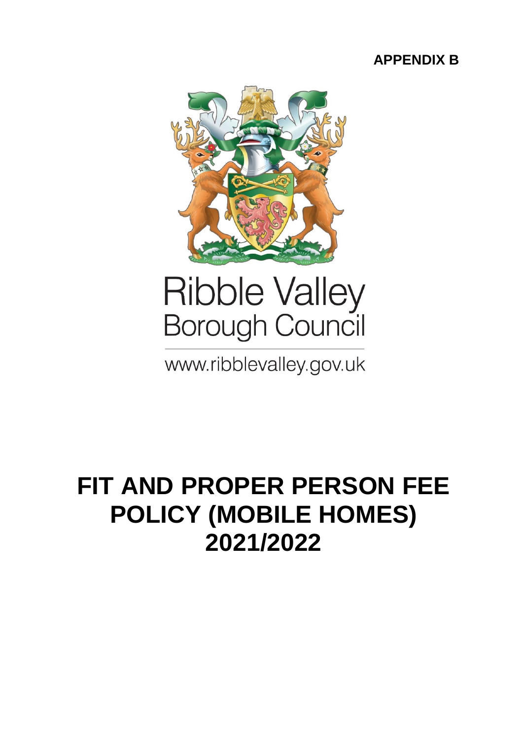**APPENDIX B**

Ribble Valley
Borough Council

www.ribblevalley.gov.uk

# FIT AND PROPER PERSON FEE POLICY (MOBILE HOMES) 2021/2022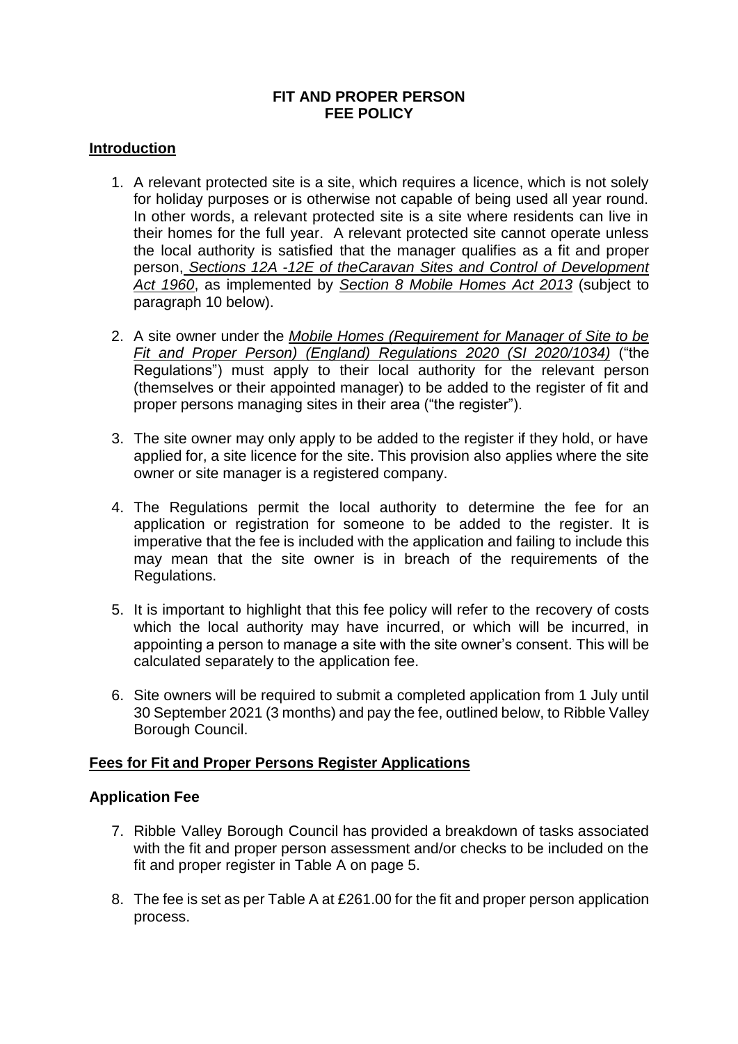**FIT AND PROPER PERSON**
**FEE POLICY**

## Introduction

1. A relevant protected site is a site, which requires a licence, which is not solely for holiday purposes or is otherwise not capable of being used all year round. In other words, a relevant protected site is a site where residents can live in their homes for the full year. A relevant protected site cannot operate unless the local authority is satisfied that the manager qualifies as a fit and proper person, *Sections 12A -12E of theCaravan Sites and Control of Development Act 1960*, as implemented by *Section 8 Mobile Homes Act 2013* (subject to paragraph 10 below).

2. A site owner under the *Mobile Homes (Requirement for Manager of Site to be Fit and Proper Person) (England) Regulations 2020 (SI 2020/1034)* ("the Regulations") must apply to their local authority for the relevant person (themselves or their appointed manager) to be added to the register of fit and proper persons managing sites in their area ("the register").

3. The site owner may only apply to be added to the register if they hold, or have applied for, a site licence for the site. This provision also applies where the site owner or site manager is a registered company.

4. The Regulations permit the local authority to determine the fee for an application or registration for someone to be added to the register. It is imperative that the fee is included with the application and failing to include this may mean that the site owner is in breach of the requirements of the Regulations.

5. It is important to highlight that this fee policy will refer to the recovery of costs which the local authority may have incurred, or which will be incurred, in appointing a person to manage a site with the site owner's consent. This will be calculated separately to the application fee.

6. Site owners will be required to submit a completed application from 1 July until 30 September 2021 (3 months) and pay the fee, outlined below, to Ribble Valley Borough Council.

## Fees for Fit and Proper Persons Register Applications

### Application Fee

7. Ribble Valley Borough Council has provided a breakdown of tasks associated with the fit and proper person assessment and/or checks to be included on the fit and proper register in Table A on page 5.

8. The fee is set as per Table A at £261.00 for the fit and proper person application process.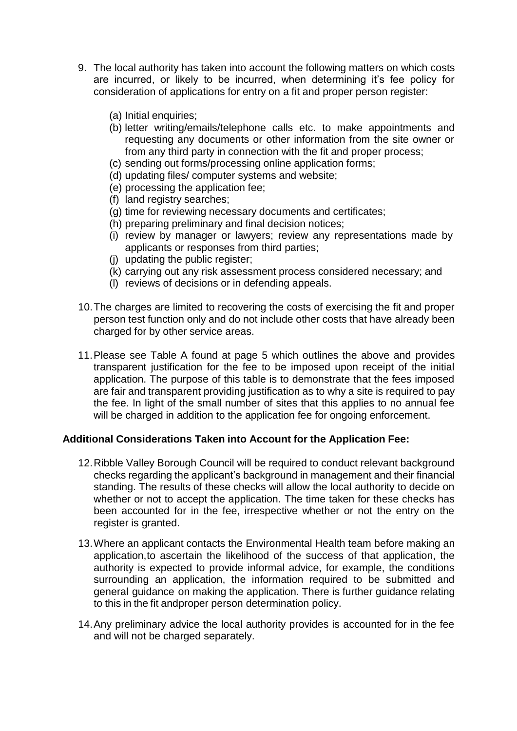9. The local authority has taken into account the following matters on which costs are incurred, or likely to be incurred, when determining it's fee policy for consideration of applications for entry on a fit and proper person register:

   (a) Initial enquiries;
   (b) letter writing/emails/telephone calls etc. to make appointments and requesting any documents or other information from the site owner or from any third party in connection with the fit and proper process;
   (c) sending out forms/processing online application forms;
   (d) updating files/ computer systems and website;
   (e) processing the application fee;
   (f) land registry searches;
   (g) time for reviewing necessary documents and certificates;
   (h) preparing preliminary and final decision notices;
   (i) review by manager or lawyers; review any representations made by applicants or responses from third parties;
   (j) updating the public register;
   (k) carrying out any risk assessment process considered necessary; and
   (l) reviews of decisions or in defending appeals.

10. The charges are limited to recovering the costs of exercising the fit and proper person test function only and do not include other costs that have already been charged for by other service areas.

11. Please see Table A found at page 5 which outlines the above and provides transparent justification for the fee to be imposed upon receipt of the initial application. The purpose of this table is to demonstrate that the fees imposed are fair and transparent providing justification as to why a site is required to pay the fee. In light of the small number of sites that this applies to no annual fee will be charged in addition to the application fee for ongoing enforcement.

**Additional Considerations Taken into Account for the Application Fee:**

12. Ribble Valley Borough Council will be required to conduct relevant background checks regarding the applicant's background in management and their financial standing. The results of these checks will allow the local authority to decide on whether or not to accept the application. The time taken for these checks has been accounted for in the fee, irrespective whether or not the entry on the register is granted.

13. Where an applicant contacts the Environmental Health team before making an application,to ascertain the likelihood of the success of that application, the authority is expected to provide informal advice, for example, the conditions surrounding an application, the information required to be submitted and general guidance on making the application. There is further guidance relating to this in the fit andproper person determination policy.

14. Any preliminary advice the local authority provides is accounted for in the fee and will not be charged separately.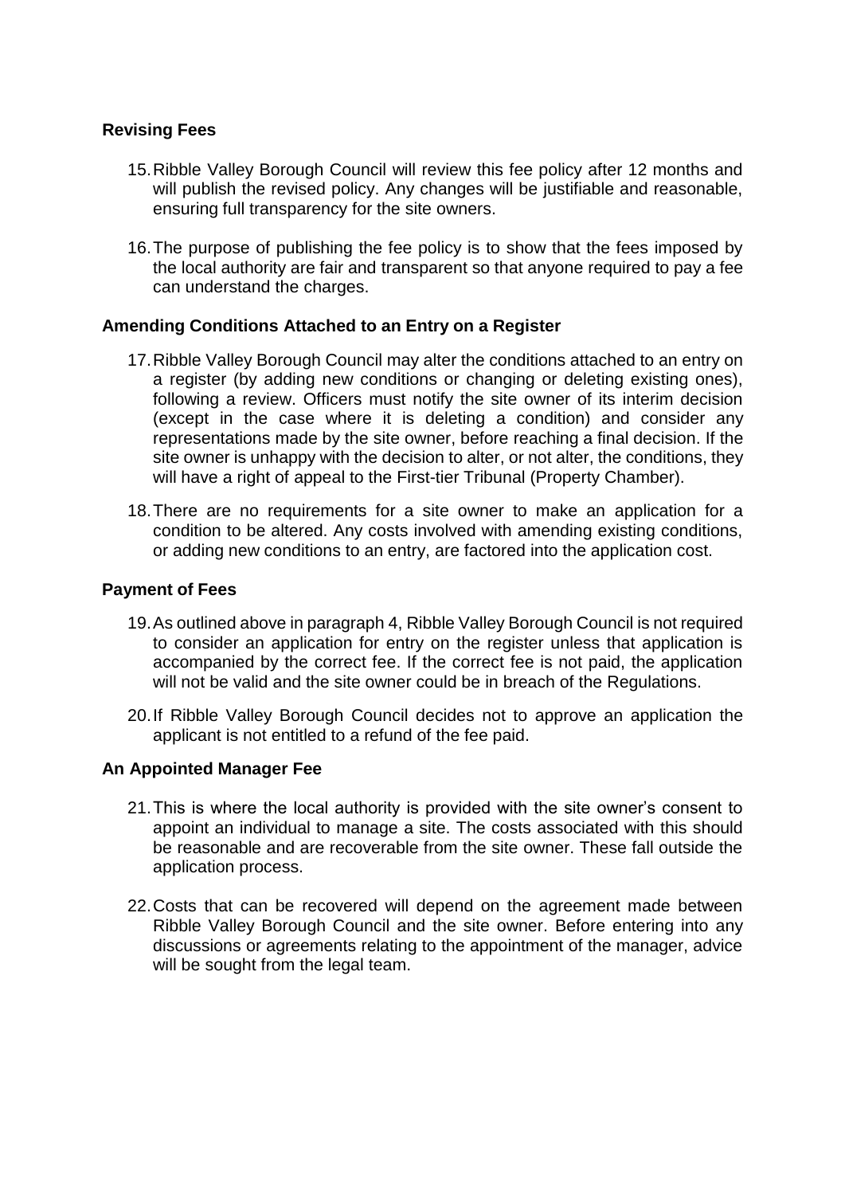### Revising Fees

15. Ribble Valley Borough Council will review this fee policy after 12 months and will publish the revised policy. Any changes will be justifiable and reasonable, ensuring full transparency for the site owners.

16. The purpose of publishing the fee policy is to show that the fees imposed by the local authority are fair and transparent so that anyone required to pay a fee can understand the charges.

### Amending Conditions Attached to an Entry on a Register

17. Ribble Valley Borough Council may alter the conditions attached to an entry on a register (by adding new conditions or changing or deleting existing ones), following a review. Officers must notify the site owner of its interim decision (except in the case where it is deleting a condition) and consider any representations made by the site owner, before reaching a final decision. If the site owner is unhappy with the decision to alter, or not alter, the conditions, they will have a right of appeal to the First-tier Tribunal (Property Chamber).

18. There are no requirements for a site owner to make an application for a condition to be altered. Any costs involved with amending existing conditions, or adding new conditions to an entry, are factored into the application cost.

### Payment of Fees

19. As outlined above in paragraph 4, Ribble Valley Borough Council is not required to consider an application for entry on the register unless that application is accompanied by the correct fee. If the correct fee is not paid, the application will not be valid and the site owner could be in breach of the Regulations.

20. If Ribble Valley Borough Council decides not to approve an application the applicant is not entitled to a refund of the fee paid.

### An Appointed Manager Fee

21. This is where the local authority is provided with the site owner's consent to appoint an individual to manage a site. The costs associated with this should be reasonable and are recoverable from the site owner. These fall outside the application process.

22. Costs that can be recovered will depend on the agreement made between Ribble Valley Borough Council and the site owner. Before entering into any discussions or agreements relating to the appointment of the manager, advice will be sought from the legal team.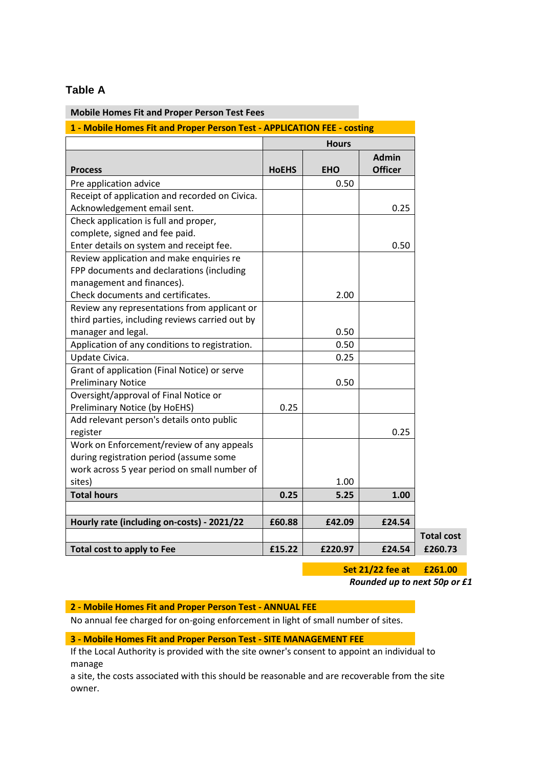### Table A

**Mobile Homes Fit and Proper Person Test Fees**

**1 - Mobile Homes Fit and Proper Person Test - APPLICATION FEE - costing**

| Process | Hours | | | |
|---|---|---|---|---|
| | **HoEHS** | **EHO** | **Admin Officer** | |
| Pre application advice | | 0.50 | | |
| Receipt of application and recorded on Civica. Acknowledgement email sent. | | | 0.25 | |
| Check application is full and proper, complete, signed and fee paid. Enter details on system and receipt fee. | | | 0.50 | |
| Review application and make enquiries re FPP documents and declarations (including management and finances). Check documents and certificates. | | 2.00 | | |
| Review any representations from applicant or third parties, including reviews carried out by manager and legal. | | 0.50 | | |
| Application of any conditions to registration. | | 0.50 | | |
| Update Civica. | | 0.25 | | |
| Grant of application (Final Notice) or serve Preliminary Notice | | 0.50 | | |
| Oversight/approval of Final Notice or Preliminary Notice (by HoEHS) | 0.25 | | | |
| Add relevant person's details onto public register | | | 0.25 | |
| Work on Enforcement/review of any appeals during registration period (assume some work across 5 year period on small number of sites) | | 1.00 | | |
| **Total hours** | **0.25** | **5.25** | **1.00** | |
| | | | | |
| **Hourly rate (including on-costs) - 2021/22** | **£60.88** | **£42.09** | **£24.54** | |
| | | | | **Total cost** |
| **Total cost to apply to Fee** | **£15.22** | **£220.97** | **£24.54** | **£260.73** |

**Set 21/22 fee at £261.00**

***Rounded up to next 50p or £1***

**2 - Mobile Homes Fit and Proper Person Test - ANNUAL FEE**

No annual fee charged for on-going enforcement in light of small number of sites.

**3 - Mobile Homes Fit and Proper Person Test - SITE MANAGEMENT FEE**

If the Local Authority is provided with the site owner's consent to appoint an individual to manage a site, the costs associated with this should be reasonable and are recoverable from the site owner.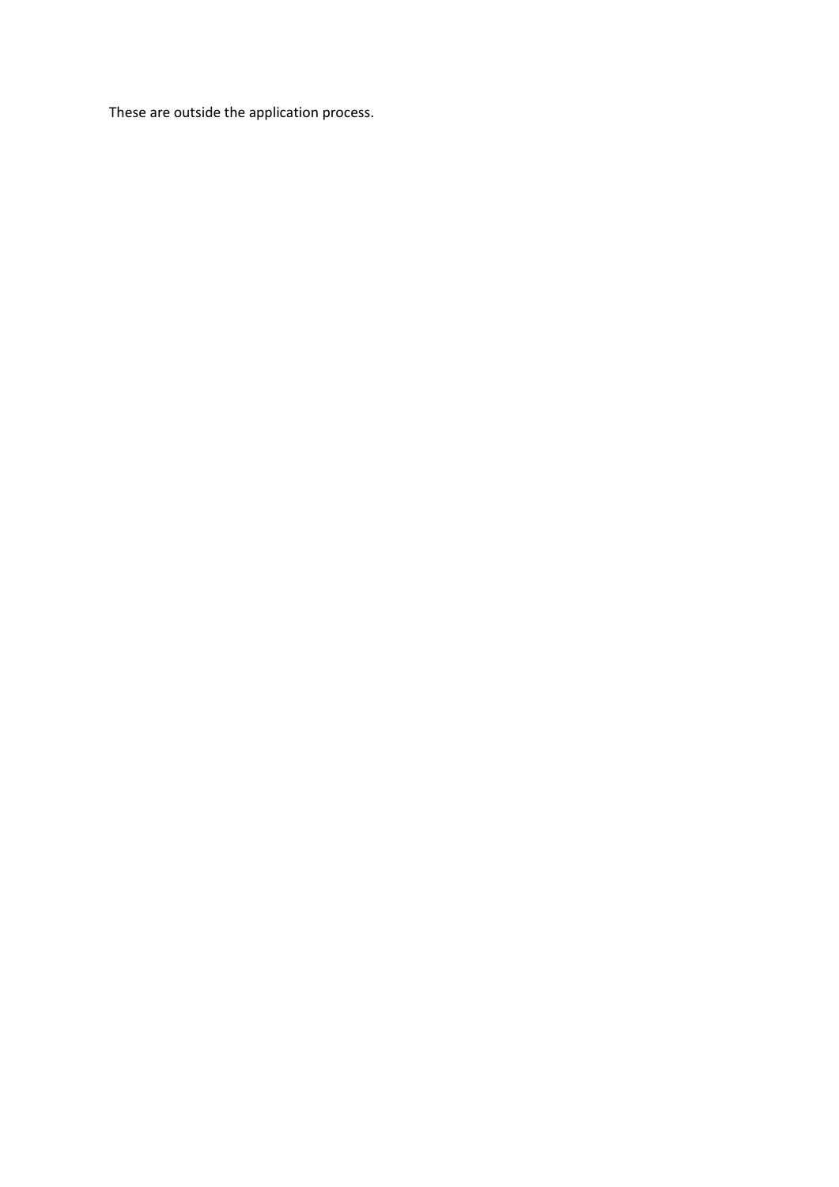These are outside the application process.